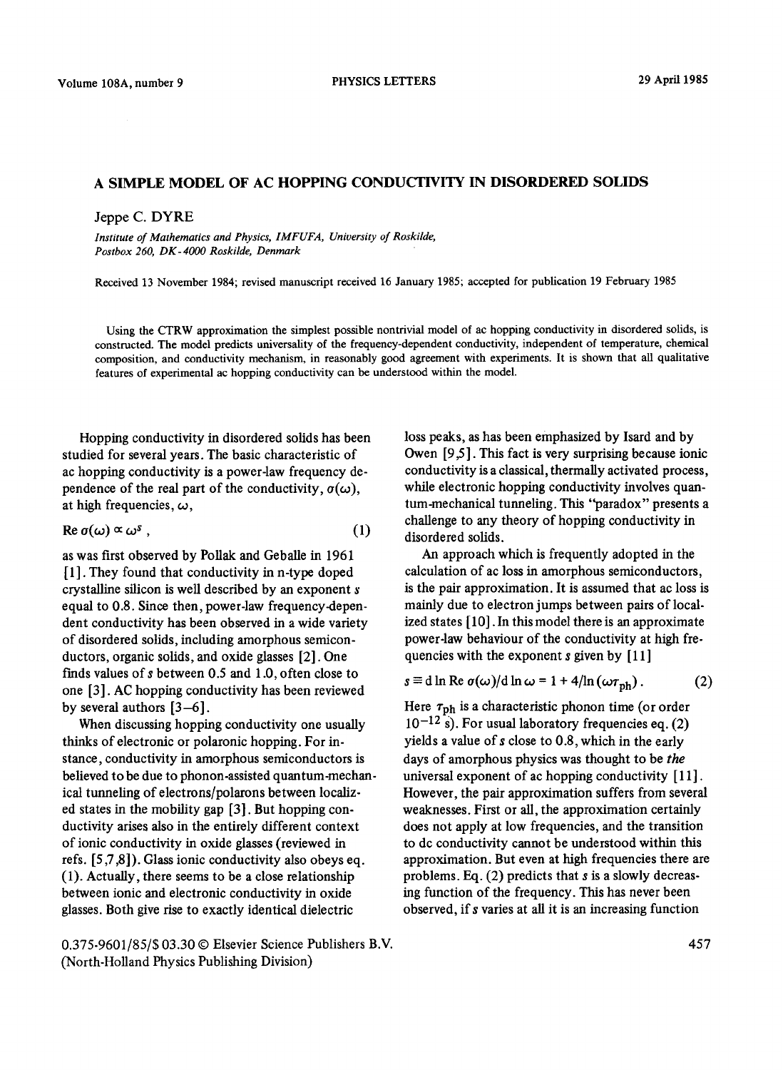# A SIMPLE MODEL OF AC HOPPING CONDUCTIVITY IN DISORDERED SOLIDS

Jeppe C. DYRE

*Institute of Mathematics and Physics, IMFUFA, University of Roskilde, Postbox 260, DK-4000 Roskilde, Denmark*

Received 13 November 1984; revised manuscript received 16 January 1985; accepted for publication 19 February 1985

Using the CTRW approximation the simplest possible nontrivial model of ac hopping conductivity in disordered solids, is constructed. The model predicts universality of the frequency-dependent conductivity, independent of temperature, chemical composition, and conductivity mechanism, in reasonably good agreement with experiments. It is shown that all qualitative features of experimental ac hopping conductivity can be understood within the model.

Hopping conductivity in disordered solids has been studied for several years. The basic characteristic of ac hopping conductivity is a power-law frequency dependence of the real part of the conductivity, $\sigma(\omega)$, at high frequencies, $\omega$,

$$\mathrm{Re}\,\sigma(\omega) \propto \omega^{s}\,, \tag{1}$$

as was first observed by Pollak and Geballe in 1961 [1]. They found that conductivity in n-type doped crystalline silicon is well described by an exponent $s$ equal to 0.8. Since then, power-law frequency-dependent conductivity has been observed in a wide variety of disordered solids, including amorphous semiconductors, organic solids, and oxide glasses [2]. One finds values of $s$ between 0.5 and 1.0, often close to one [3]. AC hopping conductivity has been reviewed by several authors [3–6].

When discussing hopping conductivity one usually thinks of electronic or polaronic hopping. For instance, conductivity in amorphous semiconductors is believed to be due to phonon-assisted quantum-mechanical tunneling of electrons/polarons between localized states in the mobility gap [3]. But hopping conductivity arises also in the entirely different context of ionic conductivity in oxide glasses (reviewed in refs. [5,7,8]). Glass ionic conductivity also obeys eq. (1). Actually, there seems to be a close relationship between ionic and electronic conductivity in oxide glasses. Both give rise to exactly identical dielectric loss peaks, as has been emphasized by Isard and by Owen [9,5]. This fact is very surprising because ionic conductivity is a classical, thermally activated process, while electronic hopping conductivity involves quantum-mechanical tunneling. This "paradox" presents a challenge to any theory of hopping conductivity in disordered solids.

An approach which is frequently adopted in the calculation of ac loss in amorphous semiconductors, is the pair approximation. It is assumed that ac loss is mainly due to electron jumps between pairs of localized states [10]. In this model there is an approximate power-law behaviour of the conductivity at high frequencies with the exponent $s$ given by [11]

$$s \equiv \mathrm{d}\ln \mathrm{Re}\,\sigma(\omega)/\mathrm{d}\ln\omega = 1 + 4/\ln(\omega\tau_{\mathrm{ph}})\,. \tag{2}$$

Here $\tau_{\mathrm{ph}}$ is a characteristic phonon time (or order $10^{-12}$ s). For usual laboratory frequencies eq. (2) yields a value of $s$ close to 0.8, which in the early days of amorphous physics was thought to be *the* universal exponent of ac hopping conductivity [11]. However, the pair approximation suffers from several weaknesses. First or all, the approximation certainly does not apply at low frequencies, and the transition to dc conductivity cannot be understood within this approximation. But even at high frequencies there are problems. Eq. (2) predicts that $s$ is a slowly decreasing function of the frequency. This has never been observed, if $s$ varies at all it is an increasing function

0.375-9601/85/$ 03.30 © Elsevier Science Publishers B.V. (North-Holland Physics Publishing Division)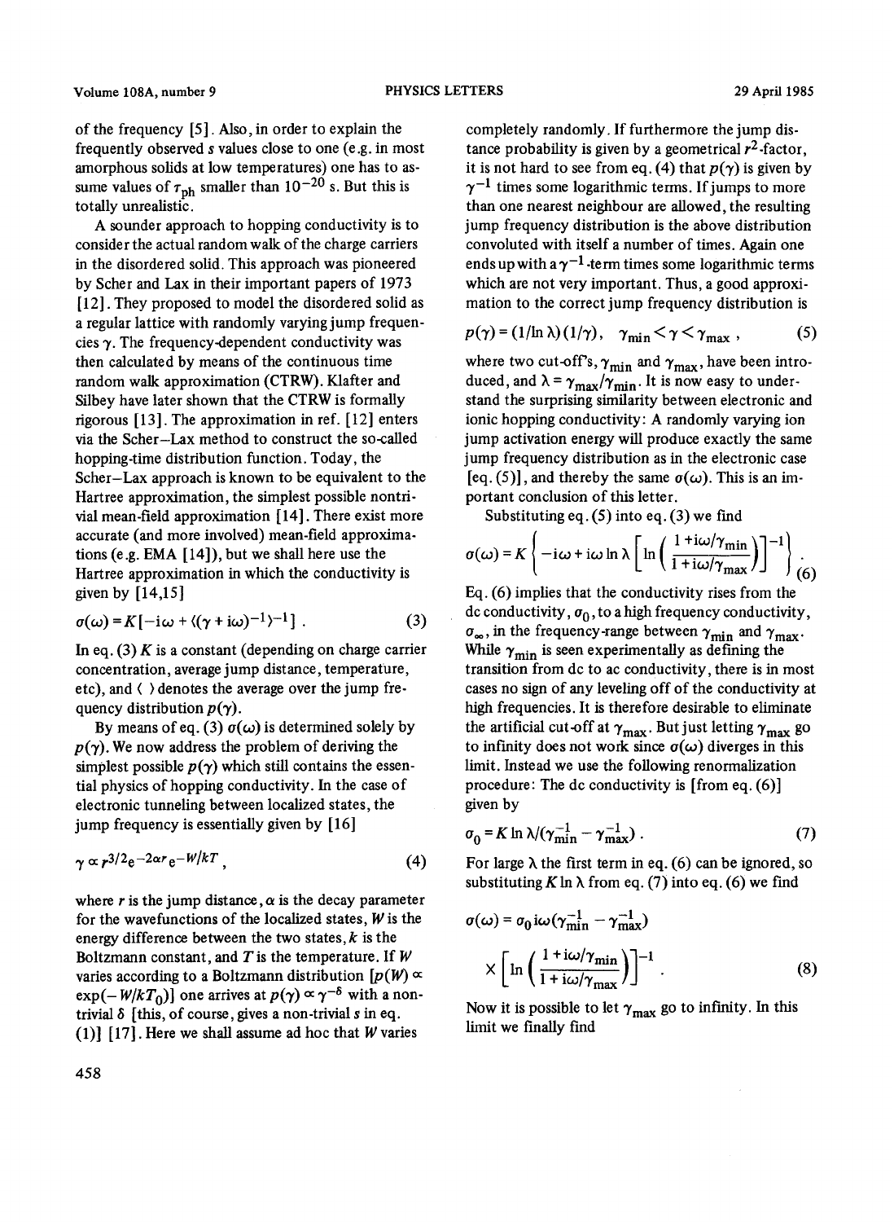of the frequency [5]. Also, in order to explain the frequently observed $s$ values close to one (e.g. in most amorphous solids at low temperatures) one has to assume values of $\tau_{ph}$ smaller than $10^{-20}$ s. But this is totally unrealistic.

A sounder approach to hopping conductivity is to consider the actual random walk of the charge carriers in the disordered solid. This approach was pioneered by Scher and Lax in their important papers of 1973 [12]. They proposed to model the disordered solid as a regular lattice with randomly varying jump frequencies $\gamma$. The frequency-dependent conductivity was then calculated by means of the continuous time random walk approximation (CTRW). Klafter and Silbey have later shown that the CTRW is formally rigorous [13]. The approximation in ref. [12] enters via the Scher–Lax method to construct the so-called hopping-time distribution function. Today, the Scher–Lax approach is known to be equivalent to the Hartree approximation, the simplest possible nontrivial mean-field approximation [14]. There exist more accurate (and more involved) mean-field approximations (e.g. EMA [14]), but we shall here use the Hartree approximation in which the conductivity is given by [14,15]

$$\sigma(\omega) = K[-i\omega + \langle(\gamma + i\omega)^{-1}\rangle^{-1}] . \tag{3}$$

In eq. (3) $K$ is a constant (depending on charge carrier concentration, average jump distance, temperature, etc), and $\langle\ \rangle$ denotes the average over the jump frequency distribution $p(\gamma)$.

By means of eq. (3) $\sigma(\omega)$ is determined solely by $p(\gamma)$. We now address the problem of deriving the simplest possible $p(\gamma)$ which still contains the essential physics of hopping conductivity. In the case of electronic tunneling between localized states, the jump frequency is essentially given by [16]

$$\gamma \propto r^{3/2} e^{-2\alpha r} e^{-W/kT} , \tag{4}$$

where $r$ is the jump distance, $\alpha$ is the decay parameter for the wavefunctions of the localized states, $W$ is the energy difference between the two states, $k$ is the Boltzmann constant, and $T$ is the temperature. If $W$ varies according to a Boltzmann distribution [$p(W) \propto \exp(-W/kT_0)$] one arrives at $p(\gamma) \propto \gamma^{-\delta}$ with a non-trivial $\delta$ [this, of course, gives a non-trivial $s$ in eq. (1)] [17]. Here we shall assume ad hoc that $W$ varies completely randomly. If furthermore the jump distance probability is given by a geometrical $r^2$-factor, it is not hard to see from eq. (4) that $p(\gamma)$ is given by $\gamma^{-1}$ times some logarithmic terms. If jumps to more than one nearest neighbour are allowed, the resulting jump frequency distribution is the above distribution convoluted with itself a number of times. Again one ends up with a $\gamma^{-1}$-term times some logarithmic terms which are not very important. Thus, a good approximation to the correct jump frequency distribution is

$$p(\gamma) = (1/\ln \lambda)(1/\gamma), \quad \gamma_{min} < \gamma < \gamma_{max} , \tag{5}$$

where two cut-off's, $\gamma_{min}$ and $\gamma_{max}$, have been introduced, and $\lambda = \gamma_{max}/\gamma_{min}$. It is now easy to understand the surprising similarity between electronic and ionic hopping conductivity: A randomly varying ion jump activation energy will produce exactly the same jump frequency distribution as in the electronic case [eq. (5)], and thereby the same $\sigma(\omega)$. This is an important conclusion of this letter.

Substituting eq. (5) into eq. (3) we find

$$\sigma(\omega) = K\left\{-i\omega + i\omega \ln \lambda \left[\ln\left(\frac{1 + i\omega/\gamma_{min}}{1 + i\omega/\gamma_{max}}\right)\right]^{-1}\right\} . \tag{6}$$

Eq. (6) implies that the conductivity rises from the dc conductivity, $\sigma_0$, to a high frequency conductivity, $\sigma_\infty$, in the frequency-range between $\gamma_{min}$ and $\gamma_{max}$. While $\gamma_{min}$ is seen experimentally as defining the transition from dc to ac conductivity, there is in most cases no sign of any leveling off of the conductivity at high frequencies. It is therefore desirable to eliminate the artificial cut-off at $\gamma_{max}$. But just letting $\gamma_{max}$ go to infinity does not work since $\sigma(\omega)$ diverges in this limit. Instead we use the following renormalization procedure: The dc conductivity is [from eq. (6)] given by

$$\sigma_0 = K \ln \lambda/(\gamma_{min}^{-1} - \gamma_{max}^{-1}) . \tag{7}$$

For large $\lambda$ the first term in eq. (6) can be ignored, so substituting $K \ln \lambda$ from eq. (7) into eq. (6) we find

$$\sigma(\omega) = \sigma_0 i\omega(\gamma_{min}^{-1} - \gamma_{max}^{-1}) \times \left[\ln\left(\frac{1 + i\omega/\gamma_{min}}{1 + i\omega/\gamma_{max}}\right)\right]^{-1} . \tag{8}$$

Now it is possible to let $\gamma_{max}$ go to infinity. In this limit we finally find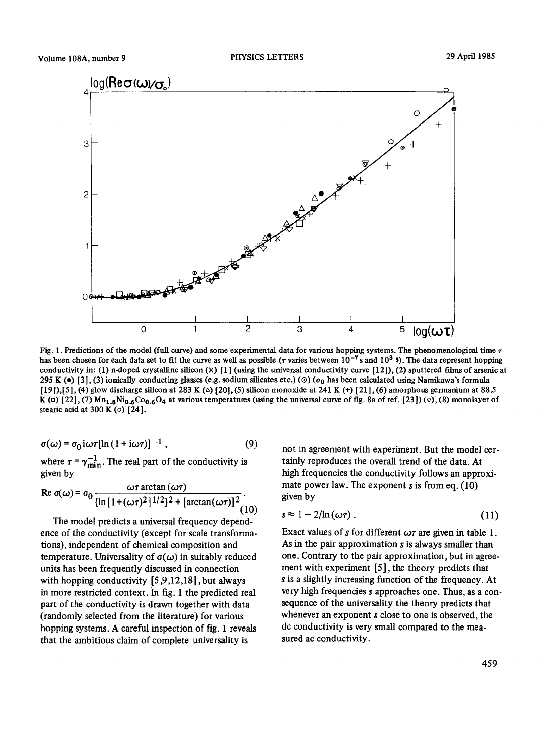Fig. 1. Predictions of the model (full curve) and some experimental data for various hopping systems. The phenomenological time $\tau$ has been chosen for each data set to fit the curve as well as possible ($\tau$ varies between $10^{-7}$ s and $10^{3}$ s). The data represent hopping conductivity in: (1) n-doped crystalline silicon (×) [1] (using the universal conductivity curve [12]), (2) sputtered films of arsenic at 295 K (•) [3], (3) ionically conducting glasses (e.g. sodium silicates etc.) (⊙) ($\sigma_0$ has been calculated using Namikawa's formula [19]),[5], (4) glow discharge silicon at 283 K (△) [20], (5) silicon monoxide at 241 K (+) [21], (6) amorphous germanium at 88.5 K (□) [22], (7) $Mn_{1.8}Ni_{0.6}Co_{0.6}O_4$ at various temperatures (using the universal curve of fig. 8a of ref. [23]) (▽), (8) monolayer of stearic acid at 300 K (○) [24].

$$\sigma(\omega) = \sigma_0 \, \mathrm{i}\omega\tau[\ln(1+\mathrm{i}\omega\tau)]^{-1}\,, \tag{9}$$

where $\tau = \gamma_{\min}^{-1}$. The real part of the conductivity is given by

$$\operatorname{Re}\sigma(\omega) = \sigma_0 \frac{\omega\tau\arctan(\omega\tau)}{\{\ln[1+(\omega\tau)^2]^{1/2}\}^2 + [\arctan(\omega\tau)]^2}\,. \tag{10}$$

The model predicts a universal frequency dependence of the conductivity (except for scale transformations), independent of chemical composition and temperature. Universality of $\sigma(\omega)$ in suitably reduced units has been frequently discussed in connection with hopping conductivity [5,9,12,18], but always in more restricted context. In fig. 1 the predicted real part of the conductivity is drawn together with data (randomly selected from the literature) for various hopping systems. A careful inspection of fig. 1 reveals that the ambitious claim of complete universality is not in agreement with experiment. But the model certainly reproduces the overall trend of the data. At high frequencies the conductivity follows an approximate power law. The exponent $s$ is from eq. (10) given by

$$s \approx 1 - 2/\ln(\omega\tau)\,. \tag{11}$$

Exact values of $s$ for different $\omega\tau$ are given in table 1. As in the pair approximation $s$ is always smaller than one. Contrary to the pair approximation, but in agreement with experiment [5], the theory predicts that $s$ is a slightly increasing function of the frequency. At very high frequencies $s$ approaches one. Thus, as a consequence of the universality the theory predicts that whenever an exponent $s$ close to one is observed, the dc conductivity is very small compared to the measured ac conductivity.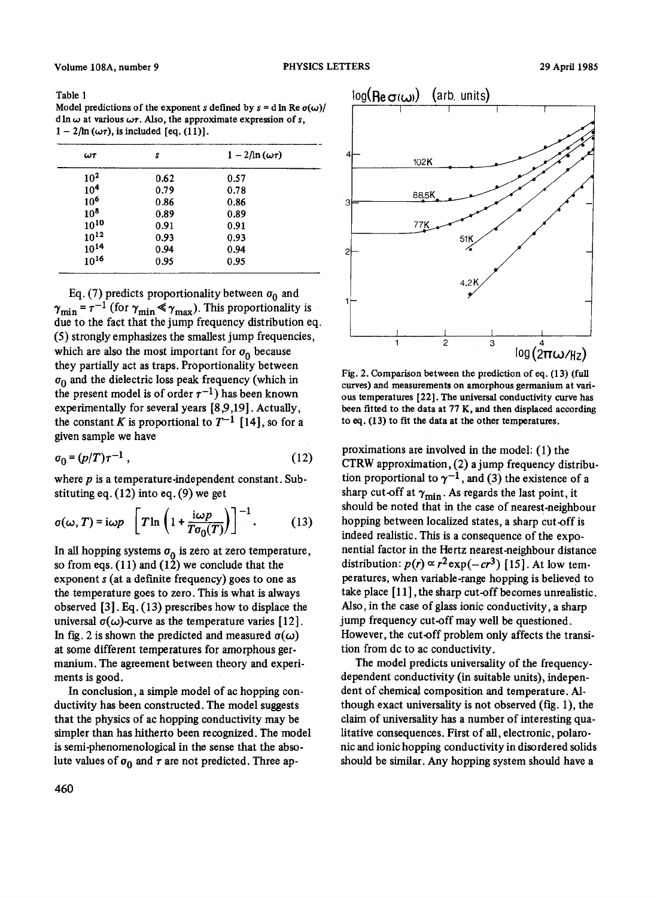Table 1
Model predictions of the exponent $s$ defined by $s = \mathrm{d} \ln \mathrm{Re}\, \sigma(\omega) / \mathrm{d} \ln \omega$ at various $\omega\tau$. Also, the approximate expression of $s$, $1 - 2/\ln(\omega\tau)$, is included [eq. (11)].

| $\omega\tau$ | $s$ | $1 - 2/\ln(\omega\tau)$ |
|---|---|---|
| $10^2$ | 0.62 | 0.57 |
| $10^4$ | 0.79 | 0.78 |
| $10^6$ | 0.86 | 0.86 |
| $10^8$ | 0.89 | 0.89 |
| $10^{10}$ | 0.91 | 0.91 |
| $10^{12}$ | 0.93 | 0.93 |
| $10^{14}$ | 0.94 | 0.94 |
| $10^{16}$ | 0.95 | 0.95 |

Eq. (7) predicts proportionality between $\sigma_0$ and $\gamma_{min} = \tau^{-1}$ (for $\gamma_{min} \ll \gamma_{max}$). This proportionality is due to the fact that the jump frequency distribution eq. (5) strongly emphasizes the smallest jump frequencies, which are also the most important for $\sigma_0$ because they partially act as traps. Proportionality between $\sigma_0$ and the dielectric loss peak frequency (which in the present model is of order $\tau^{-1}$) has been known experimentally for several years [8,9,19]. Actually, the constant $K$ is proportional to $T^{-1}$ [14], so for a given sample we have

$$\sigma_0 = (p/T)\tau^{-1} , \tag{12}$$

where $p$ is a temperature-independent constant. Substituting eq. (12) into eq. (9) we get

$$\sigma(\omega, T) = \mathrm{i}\omega p \left[ T \ln \left( 1 + \frac{\mathrm{i}\omega p}{T\sigma_0(T)} \right) \right]^{-1} . \tag{13}$$

In all hopping systems $\sigma_0$ is zero at zero temperature, so from eqs. (11) and (12) we conclude that the exponent $s$ (at a definite frequency) goes to one as the temperature goes to zero. This is what is always observed [3]. Eq. (13) prescribes how to displace the universal $\sigma(\omega)$-curve as the temperature varies [12]. In fig. 2 is shown the predicted and measured $\sigma(\omega)$ at some different temperatures for amorphous germanium. The agreement between theory and experiments is good.

In conclusion, a simple model of ac hopping conductivity has been constructed. The model suggests that the physics of ac hopping conductivity may be simpler than has hitherto been recognized. The model is semi-phenomenological in the sense that the absolute values of $\sigma_0$ and $\tau$ are not predicted. Three approximations are involved in the model: (1) the CTRW approximation, (2) a jump frequency distribution proportional to $\gamma^{-1}$, and (3) the existence of a sharp cut-off at $\gamma_{min}$. As regards the last point, it should be noted that in the case of nearest-neighbour hopping between localized states, a sharp cut-off is indeed realistic. This is a consequence of the exponential factor in the Hertz nearest-neighbour distance distribution: $p(r) \propto r^2 \exp(-cr^3)$ [15]. At low temperatures, when variable-range hopping is believed to take place [11], the sharp cut-off becomes unrealistic. Also, in the case of glass ionic conductivity, a sharp jump frequency cut-off may well be questioned. However, the cut-off problem only affects the transition from dc to ac conductivity.

Fig. 2. Comparison between the prediction of eq. (13) (full curves) and measurements on amorphous germanium at various temperatures [22]. The universal conductivity curve has been fitted to the data at 77 K, and then displaced according to eq. (13) to fit the data at the other temperatures.

The model predicts universality of the frequency-dependent conductivity (in suitable units), independent of chemical composition and temperature. Although exact universality is not observed (fig. 1), the claim of universality has a number of interesting qualitative consequences. First of all, electronic, polaronic and ionic hopping conductivity in disordered solids should be similar. Any hopping system should have a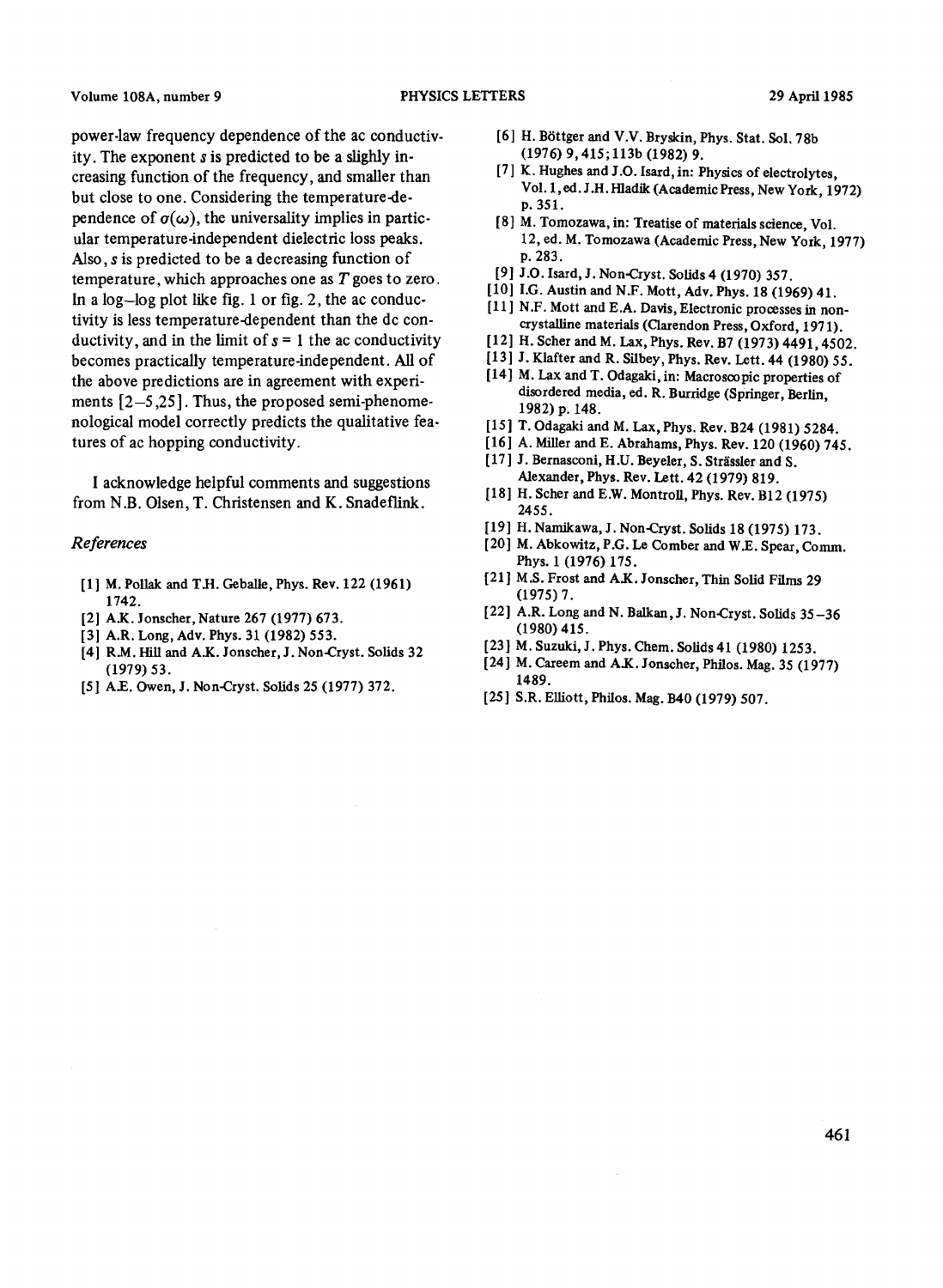power-law frequency dependence of the ac conductivity. The exponent $s$ is predicted to be a slighly increasing function of the frequency, and smaller than but close to one. Considering the temperature-dependence of $\sigma(\omega)$, the universality implies in particular temperature-independent dielectric loss peaks. Also, $s$ is predicted to be a decreasing function of temperature, which approaches one as $T$ goes to zero. In a log–log plot like fig. 1 or fig. 2, the ac conductivity is less temperature-dependent than the dc conductivity, and in the limit of $s = 1$ the ac conductivity becomes practically temperature-independent. All of the above predictions are in agreement with experiments [2–5,25]. Thus, the proposed semi-phenomenological model correctly predicts the qualitative features of ac hopping conductivity.

I acknowledge helpful comments and suggestions from N.B. Olsen, T. Christensen and K. Snadeflink.

## References

[1] M. Pollak and T.H. Geballe, Phys. Rev. 122 (1961) 1742.
[2] A.K. Jonscher, Nature 267 (1977) 673.
[3] A.R. Long, Adv. Phys. 31 (1982) 553.
[4] R.M. Hill and A.K. Jonscher, J. Non-Cryst. Solids 32 (1979) 53.
[5] A.E. Owen, J. Non-Cryst. Solids 25 (1977) 372.
[6] H. Böttger and V.V. Bryskin, Phys. Stat. Sol. 78b (1976) 9, 415; 113b (1982) 9.
[7] K. Hughes and J.O. Isard, in: Physics of electrolytes, Vol. 1, ed. J.H. Hladik (Academic Press, New York, 1972) p. 351.
[8] M. Tomozawa, in: Treatise of materials science, Vol. 12, ed. M. Tomozawa (Academic Press, New York, 1977) p. 283.
[9] J.O. Isard, J. Non-Cryst. Solids 4 (1970) 357.
[10] I.G. Austin and N.F. Mott, Adv. Phys. 18 (1969) 41.
[11] N.F. Mott and E.A. Davis, Electronic processes in non-crystalline materials (Clarendon Press, Oxford, 1971).
[12] H. Scher and M. Lax, Phys. Rev. B7 (1973) 4491, 4502.
[13] J. Klafter and R. Silbey, Phys. Rev. Lett. 44 (1980) 55.
[14] M. Lax and T. Odagaki, in: Macroscopic properties of disordered media, ed. R. Burridge (Springer, Berlin, 1982) p. 148.
[15] T. Odagaki and M. Lax, Phys. Rev. B24 (1981) 5284.
[16] A. Miller and E. Abrahams, Phys. Rev. 120 (1960) 745.
[17] J. Bernasconi, H.U. Beyeler, S. Strässler and S. Alexander, Phys. Rev. Lett. 42 (1979) 819.
[18] H. Scher and E.W. Montroll, Phys. Rev. B12 (1975) 2455.
[19] H. Namikawa, J. Non-Cryst. Solids 18 (1975) 173.
[20] M. Abkowitz, P.G. Le Comber and W.E. Spear, Comm. Phys. 1 (1976) 175.
[21] M.S. Frost and A.K. Jonscher, Thin Solid Films 29 (1975) 7.
[22] A.R. Long and N. Balkan, J. Non-Cryst. Solids 35–36 (1980) 415.
[23] M. Suzuki, J. Phys. Chem. Solids 41 (1980) 1253.
[24] M. Careem and A.K. Jonscher, Philos. Mag. 35 (1977) 1489.
[25] S.R. Elliott, Philos. Mag. B40 (1979) 507.